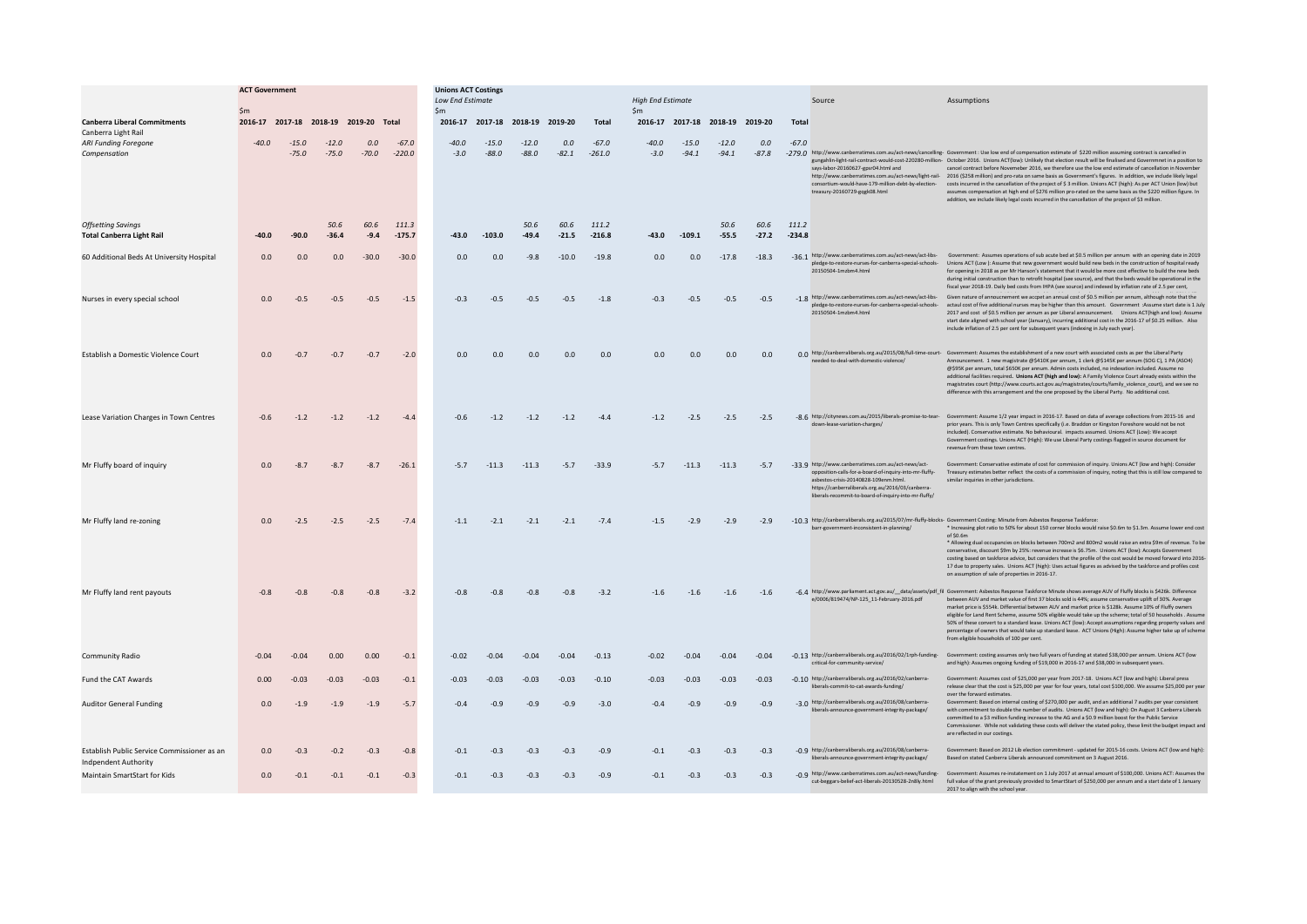| | ACT Government | | | | | Unions ACT Costings | | | | | | | | | | Source | Assumptions |
|---|---|---|---|---|---|---|---|---|---|---|---|---|---|---|---|---|---|
| | | | | | | Low End Estimate | | | | | High End Estimate | | | | | | |
| | $m | | | | | $m | | | | | $m | | | | | | |
| **Canberra Liberal Commitments** | **2016-17** | **2017-18** | **2018-19** | **2019-20** | **Total** | **2016-17** | **2017-18** | **2018-19** | **2019-20** | **Total** | **2016-17** | **2017-18** | **2018-19** | **2019-20** | **Total** | | |
| Canberra Light Rail | | | | | | | | | | | | | | | | | |
| *ARI Funding Foregone* | *-40.0* | *-15.0* | *-12.0* | *0.0* | *-67.0* | *-40.0* | *-15.0* | *-12.0* | *0.0* | *-67.0* | *-40.0* | *-15.0* | *-12.0* | *0.0* | *-67.0* | | |
| *Compensation* | | *-75.0* | *-75.0* | *-70.0* | *-220.0* | *-3.0* | *-88.0* | *-88.0* | *-82.1* | *-261.0* | *-3.0* | *-94.1* | *-94.1* | *-87.8* | *-279.0* | http://www.canberratimes.com.au/act-news/cancelling-gungahlin-light-rail-contract-would-cost-220280-million-says-labor-20160627-gpsr04.html and http://www.canberratimes.com.au/act-news/light-rail-consortium-would-have-179-million-debt-by-election-treasury-20160729-gqg608.html | Government : Use low end of compensation estimate of $220 million assuming contract is cancelled in October 2016. Unions ACT(low): Unlikely that election result will be finalised and Governmnet in a position to cancel contract before Novemeber 2016, we therefore use the low end estimate of cancellation in November 2016 ($258 million) and pro-rata on same basis as Government's figures. In addition, we include likely legal costs incurred in the cancellation of the project of $ 3 million. Unions ACT (high): As per ACT Union (low) but assumes compensation at high end of $276 million pro-rated on the same basis as the $220 million figure. In addition, we include likely legal costs incurred in the cancellation of the project of $3 million. |
| *Offsetting Savings* | | | *50.6* | *60.6* | *111.3* | | | *50.6* | *60.6* | *111.2* | | | *50.6* | *60.6* | *111.2* | | |
| **Total Canberra Light Rail** | **-40.0** | **-90.0** | **-36.4** | **-9.4** | **-175.7** | **-43.0** | **-103.0** | **-49.4** | **-21.5** | **-216.8** | **-43.0** | **-109.1** | **-55.5** | **-27.2** | **-234.8** | | |
| 60 Additional Beds At University Hospital | 0.0 | 0.0 | 0.0 | -30.0 | -30.0 | 0.0 | 0.0 | -9.8 | -10.0 | -19.8 | 0.0 | 0.0 | -17.8 | -18.3 | -36.1 | http://www.canberratimes.com.au/act-news/act-libs-pledge-to-restore-nurses-for-canberra-special-schools-20150504-1mzbm4.html | Government: Assumes operations of sub acute bed at $0.5 million per annum with an opening date in 2019 Unions ACT (Low ): Assume that new government would build new beds in the construction of hospital ready for opening in 2018 as per Mr Hanson's statement that it would be more cost effective to build the new beds during initial construction than to retrofit hospital (see source), and that the beds would be operational in the fiscal year 2018-19. Daily bed costs from IHPA (see source) and indexed by inflation rate of 2.5 per cent, |
| Nurses in every special school | 0.0 | -0.5 | -0.5 | -0.5 | -1.5 | -0.3 | -0.5 | -0.5 | -0.5 | -1.8 | -0.3 | -0.5 | -0.5 | -0.5 | -1.8 | http://www.canberratimes.com.au/act-news/act-libs-pledge-to-restore-nurses-for-canberra-special-schools-20150504-1mzbm4.html | Given nature of annoucnement we accpet an annual cost of $0.5 million per annum, although note that the actaul cost of five additional nurses may be higher than this amount. Government :Assume start date is 1 July 2017 and cost of $0.5 million per annum as per Liberal announcement. Unions ACT(high and low): Assume start date aligned with school year (January), incurring additional cost in the 2016-17 of $0.25 million. Also include inflation of 2.5 per cent for subsequent years (indexing in July each year). |
| Establish a Domestic Violence Court | 0.0 | -0.7 | -0.7 | -0.7 | -2.0 | 0.0 | 0.0 | 0.0 | 0.0 | 0.0 | 0.0 | 0.0 | 0.0 | 0.0 | 0.0 | http://canberraliberals.org.au/2015/08/full-time-court-needed-to-deal-with-domestic-violence/ | Government: Assumes the establishment of a new court with associated costs as per the Liberal Party Announcement. 1 new magistrate @$410K per annum, 1 clerk @$145K per annum (SOG C), 1 PA (ASO4) @$95K per annum, total $650K per annum. Admin costs included, no indexation included. Assume no additional facilities required. **Unions ACT (high and low):** A Family Violence Court already exists within the magistrates court (http://www.courts.act.gov.au/magistrates/courts/family_violence_court), and we see no difference with this arrangement and the one proposed by the Liberal Party. No additional cost. |
| Lease Variation Charges in Town Centres | -0.6 | -1.2 | -1.2 | -1.2 | -4.4 | -0.6 | -1.2 | -1.2 | -1.2 | -4.4 | -1.2 | -2.5 | -2.5 | -2.5 | -8.6 | http://citynews.com.au/2015/liberals-promise-to-tear-down-lease-variation-charges/ | Government: Assume 1/2 year impact in 2016-17. Based on data of average collections from 2015-16 and prior years. This is only Town Centres specifically (i.e. Braddon or Kingston Foreshore would not be not included). Conservative estimate. No behavioural. impacts assumed. Unions ACT (Low): We accept Government costings. Unions ACT (High): We use Liberal Party costings flagged in source document for revenue from these town centres. |
| Mr Fluffy board of inquiry | 0.0 | -8.7 | -8.7 | -8.7 | -26.1 | -5.7 | -11.3 | -11.3 | -5.7 | -33.9 | -5.7 | -11.3 | -11.3 | -5.7 | -33.9 | http://www.canberratimes.com.au/act-news/act-opposition-calls-for-a-board-of-inquiry-into-mr-fluffy-asbestos-crisis-20140828-109enm.html. https://canberraliberals.org.au/2016/03/canberra-liberals-recommit-to-board-of-inquiry-into-mr-fluffy/ | Government: Conservative estimate of cost for commission of inquiry. Unions ACT (low and high): Consider Treasury estimates better reflect the costs of a commission of inquiry, noting that this is still low compared to similar inquiries in other jurisdictions. |
| Mr Fluffy land re-zoning | 0.0 | -2.5 | -2.5 | -2.5 | -7.4 | -1.1 | -2.1 | -2.1 | -2.1 | -7.4 | -1.5 | -2.9 | -2.9 | -2.9 | -10.3 | http://www.canberratimes.com.au/2015/07/mr-fluffy-blocks-barr-government-inconsistent-in-planning/ | Government Costing: Minute from Asbestos Response Taskforce: * Increasing plot ratio to 50% for about 150 corner blocks would raise $0.6m to $1.3m. Assume lower end cost of $0.6m * Allowing dual occupancies on blocks between 700m2 and 800m2 would raise an extra $9m of revenue. To be conservative, discount $9m by 25%: revenue increase is $6.75m. Unions ACT (low): Accepts Government costing based on taskforce advice, but considers that the profile of the cost would be moved forward into 2016-17 due to property sales. Unions ACT (high): Uses actual figures as advised by the taskforce and profiles cost on assumption of sale of properties in 2016-17. |
| Mr Fluffy land rent payouts | -0.8 | -0.8 | -0.8 | -0.8 | -3.2 | -0.8 | -0.8 | -0.8 | -0.8 | -3.2 | -1.6 | -1.6 | -1.6 | -1.6 | -6.4 | http://www.parliament.act.gov.au/__data/assets/pdf_file/0006/819474/NP-125_11-February-2016.pdf | Government: Asbestos Response Taskforce Minute shows average AUV of Fluffy blocks is $426k. Difference between AUV and market value of first 37 blocks sold is 44%; assume conservative uplift of 30%. Average market price is $554k. Differential between AUV and market price is $128k. Assume 10% of Fluffy owners eligible for Land Rent Scheme, assume 50% eligible would take up the scheme; total of 50 households . Assume 50% of these convert to a standard lease. Unions ACT (low): Accept assumptions regarding property values and percentage of owners that would take up standard lease. ACT Unions (High): Assume higher take up of scheme from eligible households of 100 per cent. |
| Community Radio | -0.04 | -0.04 | 0.00 | 0.00 | -0.1 | -0.02 | -0.04 | -0.04 | -0.04 | -0.13 | -0.02 | -0.04 | -0.04 | -0.04 | -0.13 | http://canberraliberals.org.au/2016/02/1rph-funding-critical-for-community-service/ | Government: costing assumes only two full years of funding at stated $38,000 per annum. Unions ACT (low and high): Assumes ongoing funding of $19,000 in 2016-17 and $38,000 in subsequent years. |
| Fund the CAT Awards | 0.00 | -0.03 | -0.03 | -0.03 | -0.1 | -0.03 | -0.03 | -0.03 | -0.03 | -0.10 | -0.03 | -0.03 | -0.03 | -0.03 | -0.10 | http://canberraliberals.org.au/2016/02/canberra-liberals-commit-to-cat-awards-funding/ | Government: Assumes cost of $25,000 per year from 2017-18. Unions ACT (low and high): Liberal press release clear that the cost is $25,000 per year for four years, total cost $100,000. We assume $25,000 per year over the forward estimates. |
| Auditor General Funding | 0.0 | -1.9 | -1.9 | -1.9 | -5.7 | -0.4 | -0.9 | -0.9 | -0.9 | -3.0 | -0.4 | -0.9 | -0.9 | -0.9 | -3.0 | http://canberraliberals.org.au/2016/08/canberra-liberals-announce-government-integrity-package/ | Government: Based on internal costing of $270,000 per audit, and an additional 7 audits per year consistent with commitment to double the number of audits. Unions ACT (low and high): On August 3 Canberra Liberals committed to a $3 million funding increase to the AG and a $0.9 million boost for the Public Service Commissioner. While not validating these costs will deliver the stated policy, these limit the budget impact and are reflected in our costings. |
| Establish Public Service Commissioner as an Indpendent Authority | 0.0 | -0.3 | -0.2 | -0.3 | -0.8 | -0.1 | -0.3 | -0.3 | -0.3 | -0.9 | -0.1 | -0.3 | -0.3 | -0.3 | -0.9 | http://canberraliberals.org.au/2016/08/canberra-liberals-announce-government-integrity-package/ | Government: Based on 2012 Lib election commitment - updated for 2015-16 costs. Unions ACT (low and high): Based on stated Canberra Liberals announced commitment on 3 August 2016. |
| Maintain SmartStart for Kids | 0.0 | -0.1 | -0.1 | -0.1 | -0.3 | -0.1 | -0.3 | -0.3 | -0.3 | -0.9 | -0.1 | -0.3 | -0.3 | -0.3 | -0.9 | http://www.canberratimes.com.au/act-news/funding-cut-beggars-belief-act-liberals-20130528-2n8ly.html | Government: Assumes re-instatement on 1 July 2017 at annual amount of $100,000. Unions ACT: Assumes the full value of the grant previously provided to SmartStart of $250,000 per annum and a start date of 1 January 2017 to align with the school year. |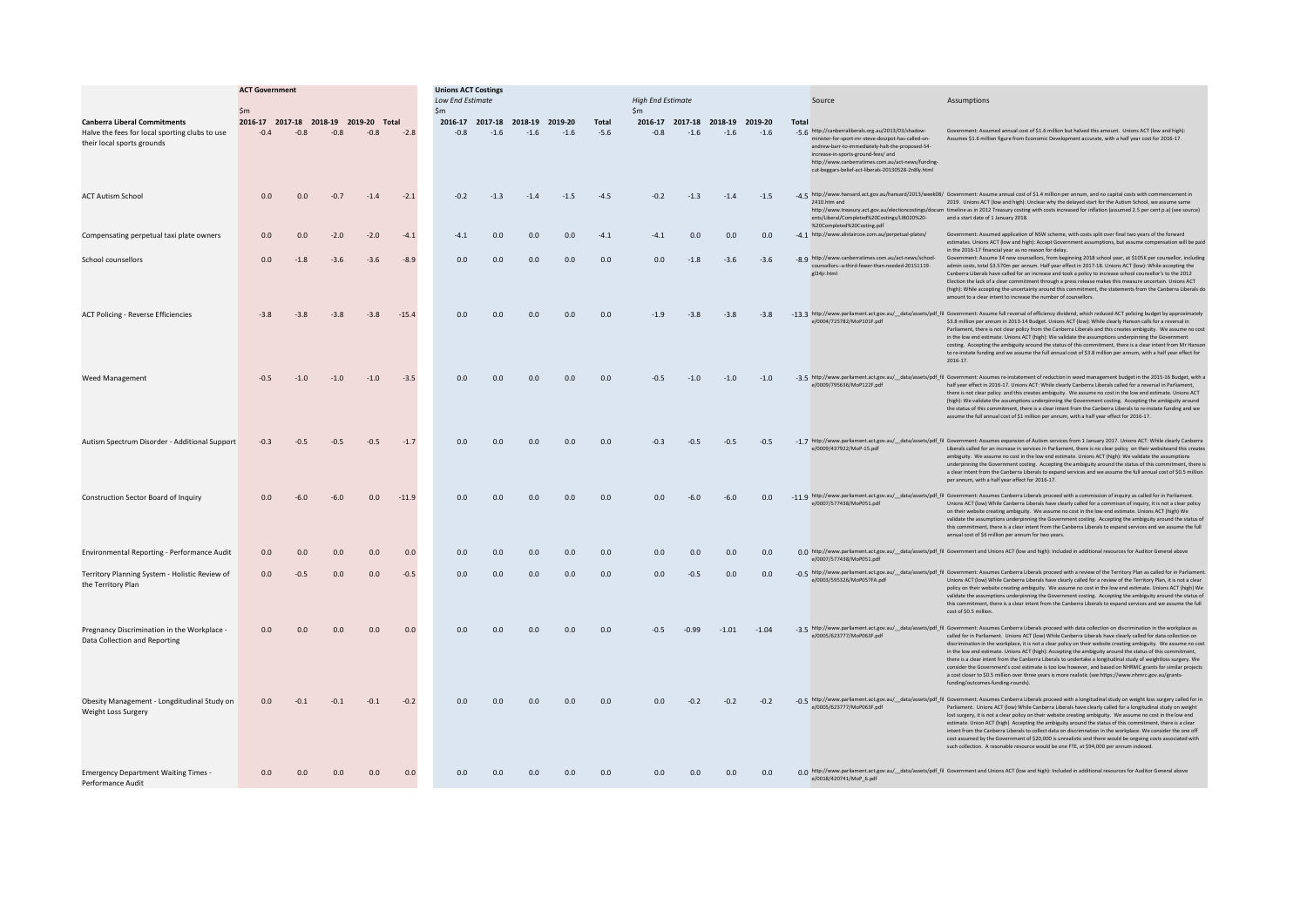| Canberra Liberal Commitments | ACT Government ($m) 2016-17 | 2017-18 | 2018-19 | 2019-20 | Total | Unions ACT Costings – Low End Estimate ($m) 2016-17 | 2017-18 | 2018-19 | 2019-20 | Total | High End Estimate ($m) 2016-17 | 2017-18 | 2018-19 | 2019-20 | Total | Source | Assumptions |
|---|---|---|---|---|---|---|---|---|---|---|---|---|---|---|---|---|---|
| Halve the fees for local sporting clubs to use their local sports grounds | -0.4 | -0.8 | -0.8 | -0.8 | -2.8 | -0.8 | -1.6 | -1.6 | -1.6 | -5.6 | -0.8 | -1.6 | -1.6 | -1.6 | -5.6 | http://canberraliberals.org.au/2013/03/shadow-minister-for-sport-mr-steve-doszpot-has-called-on-andrew-barr-to-immediately-halt-the-proposed-54-increase-in-sports-ground-fees/ and http://www.canberratimes.com.au/act-news/funding-cut-beggars-belief-act-liberals-20130528-2n8ly.html | Government: Assumed annual cost of $1.6 million but halved this amount. Unions ACT (low and high): Assumes $1.6 million figure from Economic Development accurate, with a half year cost for 2016-17. |
| ACT Autism School | 0.0 | 0.0 | -0.7 | -1.4 | -2.1 | -0.2 | -1.3 | -1.4 | -1.5 | -4.5 | -0.2 | -1.3 | -1.4 | -1.5 | -4.5 | http://www.hansard.act.gov.au/hansard/2013/week08/2410.htm and http://www.treasury.act.gov.au/electioncostings/documents/Liberal/Completed%20Costings/LIB020%20-%20Completed%20Costing.pdf | Government: Assume annual cost of $1.4 million per annum, and no capital costs with commencement in 2019. Unions ACT (low and high): Unclear why the delayed start for the Autism School, we assume same timeline as in 2012 Treasury costing with costs increased for inflation (assumed 2.5 per cent p.a) (see source) and a start date of 1 January 2018. |
| Compensating perpetual taxi plate owners | 0.0 | 0.0 | -2.0 | -2.0 | -4.1 | -4.1 | 0.0 | 0.0 | 0.0 | -4.1 | -4.1 | 0.0 | 0.0 | 0.0 | -4.1 | http://www.alistaircoe.com.au/perpetual-plates/ | Government: Assumed application of NSW scheme, with costs split over final two years of the forward estimates. Unions ACT (low and high): Accept Government assumptions, but assume compensation will be paid in the 2016-17 financial year as no reason for delay. |
| School counsellors | 0.0 | -1.8 | -3.6 | -3.6 | -8.9 | 0.0 | 0.0 | 0.0 | 0.0 | 0.0 | 0.0 | -1.8 | -3.6 | -3.6 | -8.9 | http://www.canberratimes.com.au/act-news/school-counsellors--a-third-fewer-than-needed-20151119-gl34jr.html | Government: Assume 34 new counsellors, from beginning 2018 school year, at $105K per counsellor, including admin costs, total $3.570m per annum. Half year effect in 2017-18. Unions ACT (low): While accepting the Canberra Liberals have called for an increase and took a policy to increase school counsellor's to the 2012 Election the lack of a clear commitment through a press release makes this measure uncertain. Unions ACT (high): While accepting the uncertainty around this commitment, the statements from the Canberra Liberals do amount to a clear intent to increase the number of counsellors. |
| ACT Policing - Reverse Efficiencies | -3.8 | -3.8 | -3.8 | -3.8 | -15.4 | 0.0 | 0.0 | 0.0 | 0.0 | 0.0 | -1.9 | -3.8 | -3.8 | -3.8 | -13.3 | http://www.parliament.act.gov.au/__data/assets/pdf_file/0004/725782/MoP101F.pdf | Government: Assume full reversal of efficiency dividend, which reduced ACT policing budget by approximately $3.8 million per annum in 2013-14 Budget. Unions ACT (low): While clearly Hanson calls for a reversal in Parliament, there is not clear policy from the Canberra Liberals and this creates ambiguity. We assume no cost in the low end estimate. Unions ACT (high): We validate the assumptions underpinning the Government costing. Accepting the ambiguity around the status of this commitment, there is a clear intent from Mr Hanson to re-instate funding and we assume the full annual cost of $3.8 million per annum, with a half year effect for 2016-17. |
| Weed Management | -0.5 | -1.0 | -1.0 | -1.0 | -3.5 | 0.0 | 0.0 | 0.0 | 0.0 | 0.0 | -0.5 | -1.0 | -1.0 | -1.0 | -3.5 | http://www.parliament.act.gov.au/__data/assets/pdf_file/0009/795636/MoP122F.pdf | Government: Assumes re-instatement of reduction in weed management budget in the 2015-16 Budget, with a half year effect in 2016-17. Unions ACT: While clearly Canberra Liberals called for a reversal in Parliament, there is not clear policy and this creates ambiguity. We assume no cost in the low end estimate. Unions ACT (high): We validate the assumptions underpinning the Government costing. Accepting the ambiguity around the status of this commitment, there is a clear intent from the Canberra Liberals to re-instate funding and we assume the full annual cost of $1 million per annum, with a half year effect for 2016-17. |
| Autism Spectrum Disorder - Additional Support | -0.3 | -0.5 | -0.5 | -0.5 | -1.7 | 0.0 | 0.0 | 0.0 | 0.0 | 0.0 | -0.3 | -0.5 | -0.5 | -0.5 | -1.7 | http://www.parliament.act.gov.au/__data/assets/pdf_file/0009/437922/MoP-15.pdf | Government: Assumes expansion of Autism services from 1 January 2017. Unions ACT: While clearly Canberra Liberals called for an increase in services in Parliament, there is no clear policy on their websiteand this creates ambiguity. We assume no cost in the low end estimate. Unions ACT (high): We validate the assumptions underpinning the Government costing. Accepting the ambiguity around the status of this commitment, there is a clear intent from the Canberra Liberals to expand services and we assume the full annual cost of $0.5 million per annum, with a half year effect for 2016-17. |
| Construction Sector Board of Inquiry | 0.0 | -6.0 | -6.0 | 0.0 | -11.9 | 0.0 | 0.0 | 0.0 | 0.0 | 0.0 | 0.0 | -6.0 | -6.0 | 0.0 | -11.9 | http://www.parliament.act.gov.au/__data/assets/pdf_file/0007/577438/MoP051.pdf | Government: Assumes Canberra Liberals proceed with a commission of inquiry as called for in Parliament. Unions ACT (low) While Canberra Liberals have clearly called for a commison of inquiry, it is not a clear policy on their website creating ambiguity. We assume no cost in the low end estimate. Unions ACT (high) We validate the assumptions underpinning the Government costing. Accepting the ambiguity around the status of this commitment, there is a clear intent from the Canberra Liberals to expand services and we assume the full annual cost of $6 million per annum for two years. |
| Environmental Reporting - Performance Audit | 0.0 | 0.0 | 0.0 | 0.0 | 0.0 | 0.0 | 0.0 | 0.0 | 0.0 | 0.0 | 0.0 | 0.0 | 0.0 | 0.0 | 0.0 | http://www.parliament.act.gov.au/__data/assets/pdf_file/0007/577438/MoP051.pdf | Government and Unions ACT (low and high): Included in additional resources for Auditor General above |
| Territory Planning System - Holistic Review of the Territory Plan | 0.0 | -0.5 | 0.0 | 0.0 | -0.5 | 0.0 | 0.0 | 0.0 | 0.0 | 0.0 | 0.0 | -0.5 | 0.0 | 0.0 | -0.5 | http://www.parliament.act.gov.au/__data/assets/pdf_file/0003/595326/MoP057FA.pdf | Government: Assumes Canberra Liberals proceed with a review of the Territory Plan as called for in Parliament. Unions ACT (low) While Canberra Liberals have clearly called for a review of the Territory Plan, it is not a clear policy on their website creating ambiguity. We assume no cost in the low end estimate. Unions ACT (high) We validate the assumptions underpinning the Government costing. Accepting the ambiguity around the status of this commitment, there is a clear intent from the Canberra Liberals to expand services and we assume the full cost of $0.5 million. |
| Pregnancy Discrimination in the Workplace - Data Collection and Reporting | 0.0 | 0.0 | 0.0 | 0.0 | 0.0 | 0.0 | 0.0 | 0.0 | 0.0 | 0.0 | -0.5 | -0.99 | -1.01 | -1.04 | -3.5 | http://www.parliament.act.gov.au/__data/assets/pdf_file/0005/623777/MoP063F.pdf | Government: Assumes Canberra Liberals proceed with data collection on discrimination in the workplace as called for in Parliament. Unions ACT (low) While Canberra Liberals have clearly called for data collection on discrimination in the workplace, it is not a clear policy on their website creating ambiguity. We assume no cost in the low end estimate. Unions ACT (high): Accepting the ambiguity around the status of this commitment, there is a clear intent from the Canberra Liberals to undertake a longitudinal study of weightloss surgery. We consider the Government's cost estimate is too low however, and based on NHRMC grants for similar projects a cost closer to $0.5 million over three years is more realistic (see:https://www.nhmrc.gov.au/grants-funding/outcomes-funding-rounds). |
| Obesity Management - Longditudinal Study on Weight Loss Surgery | 0.0 | -0.1 | -0.1 | -0.1 | -0.2 | 0.0 | 0.0 | 0.0 | 0.0 | 0.0 | 0.0 | -0.2 | -0.2 | -0.2 | -0.5 | http://www.parliament.act.gov.au/__data/assets/pdf_file/0005/623777/MoP063F.pdf | Government: Assumes Canberra Liberals proceed with a longitudinal study on weight loss surgery called for in Parliament. Unions ACT (low) While Canberra Liberals have clearly called for a longitudinal study on weight lost surgery, it is not a clear policy on their website creating ambiguity. We assume no cost in the low end estimate. Union ACT (high) Accepting the ambiguity around the status of this commitment, there is a clear intent from the Canberra Liberals to collect data on discrimination in the workplace. We consider the one off cost assumed by the Government of $20,000 is unrealistic and there would be ongoing costs associated with such collection. A resonable resource would be one FTE, at $94,000 per annum indexed. |
| Emergency Department Waiting Times - Performance Audit | 0.0 | 0.0 | 0.0 | 0.0 | 0.0 | 0.0 | 0.0 | 0.0 | 0.0 | 0.0 | 0.0 | 0.0 | 0.0 | 0.0 | 0.0 | http://www.parliament.act.gov.au/__data/assets/pdf_file/0018/420741/MoP_6.pdf | Government and Unions ACT (low and high): Included in additional resources for Auditor General above |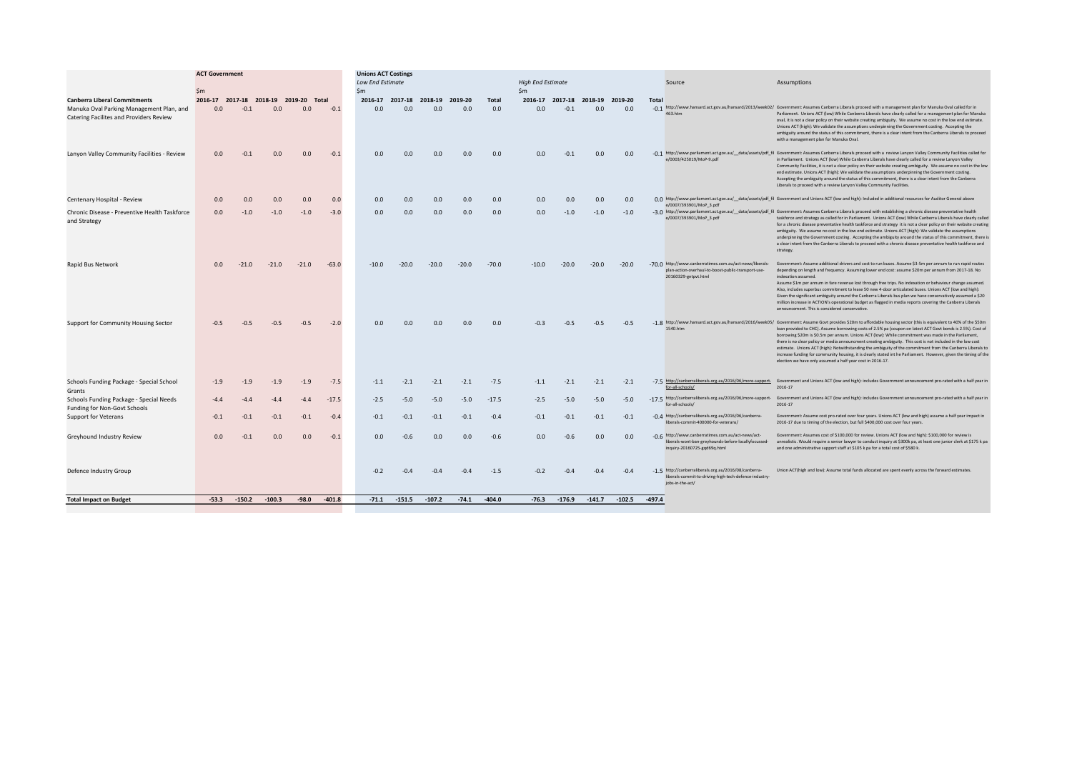| Canberra Liberal Commitments | ACT Government $m 2016-17 | 2017-18 | 2018-19 | 2019-20 | Total | Unions ACT Costings Low End Estimate $m 2016-17 | 2017-18 | 2018-19 | 2019-20 | Total | High End Estimate $m 2016-17 | 2017-18 | 2018-19 | 2019-20 | Total | Source | Assumptions |
|---|---|---|---|---|---|---|---|---|---|---|---|---|---|---|---|---|---|
| Manuka Oval Parking Management Plan, and Catering Facilites and Providers Review | 0.0 | -0.1 | 0.0 | 0.0 | -0.1 | 0.0 | 0.0 | 0.0 | 0.0 | 0.0 | 0.0 | -0.1 | 0.0 | 0.0 | -0.1 | http://www.hansard.act.gov.au/hansard/2013/week02/463.htm | Government: Assumes Canberra Liberals proceed with a management plan for Manuka Oval called for in Parliament. Unions ACT (low) While Canberra Liberals have clearly called for a management plan for Manuka oval, it is not a clear policy on their website creating ambiguity. We assume no cost in the low end estimate. Unions ACT (high): We validate the assumptions underpinning the Government costing. Accepting the ambiguity around the status of this commitment, there is a clear intent from the Canberra Liberals to proceed with a management plan for Manuka Oval. |
| Lanyon Valley Community Facilities - Review | 0.0 | -0.1 | 0.0 | 0.0 | -0.1 | 0.0 | 0.0 | 0.0 | 0.0 | 0.0 | 0.0 | -0.1 | 0.0 | 0.0 | -0.1 | http://www.parliament.act.gov.au/__data/assets/pdf_file/0003/425019/MoP-9.pdf | Government: Assumes Canberra Liberals proceed with a review Lanyon Valley Community Facilities called for in Parliament. Unions ACT (low) While Canberra Liberals have clearly called for a review Lanyon Valley Community Facilities, it is not a clear policy on their website creating ambiguity. We assume no cost in the low end estimate. Unions ACT (high): We validate the assumptions underpinning the Government costing. Accepting the ambiguity around the status of this commitment, there is a clear intent from the Canberra Liberals to proceed with a review Lanyon Valley Community Facilities. |
| Centenary Hospital - Review | 0.0 | 0.0 | 0.0 | 0.0 | 0.0 | 0.0 | 0.0 | 0.0 | 0.0 | 0.0 | 0.0 | 0.0 | 0.0 | 0.0 | 0.0 | http://www.parliament.act.gov.au/__data/assets/pdf_file/0007/393901/MoP_3.pdf | Government and Unions ACT (low and high): Included in additional resources for Auditor General above |
| Chronic Disease - Preventive Health Taskforce and Strategy | 0.0 | -1.0 | -1.0 | -1.0 | -3.0 | 0.0 | 0.0 | 0.0 | 0.0 | 0.0 | 0.0 | -1.0 | -1.0 | -1.0 | -3.0 | http://www.parliament.act.gov.au/__data/assets/pdf_file/0007/393901/MoP_3.pdf | Government: Assumes Canberra Liberals proceed with establishing a chronic disease preventative health taskforce and strategy as called for in Parliament. Unions ACT (low) While Canberra Liberals have clearly called for a chronic disease preventative health taskforce and strategy it is not a clear policy on their website creating ambiguity. We assume no cost in the low end estimate. Unions ACT (high): We validate the assumptions underpinning the Government costing. Accepting the ambiguity around the status of this commitment, there is a clear intent from the Canberra Liberals to proceed with a chronic disease preventative health taskforce and strategy. |
| Rapid Bus Network | 0.0 | -21.0 | -21.0 | -21.0 | -63.0 | -10.0 | -20.0 | -20.0 | -20.0 | -70.0 | -10.0 | -20.0 | -20.0 | -20.0 | -70.0 | http://www.canberratimes.com.au/act-news/liberals-plan-action-overhaul-to-boost-public-transport-use-20160329-gntpvt.html | Government: Assume additional drivers and cost to run buses. Assume $3-5m per annum to run rapid routes depending on length and frequency. Assuming lower end cost: assume $20m per annum from 2017-18. No indexation assumed. Assume $1m per annum in fare revenue lost through free trips. No indexation or behaviour change assumed. Also, includes superbus commitment to lease 50 new 4-door articulated buses. Unions ACT (low and high): Given the significant ambiguity around the Canberra Liberals bus plan we have conservatively assumed a $20 million increase in ACTION's operational budget as flagged in media reports covering the Canberra Liberals announcement. This is considered conservative. |
| Support for Community Housing Sector | -0.5 | -0.5 | -0.5 | -0.5 | -2.0 | 0.0 | 0.0 | 0.0 | 0.0 | 0.0 | -0.3 | -0.5 | -0.5 | -0.5 | -1.8 | http://www.hansard.act.gov.au/hansard/2016/week05/1540.htm | Government: Assume Govt provides $20m to affordable housing sector (this is equivalent to 40% of the $50m loan provided to CHC). Assume borrowing costs of 2.5% pa (coupon on latest ACT Govt bonds is 2.5%). Cost of borrowing $20m is $0.5m per annum. Unions ACT (low): While commitment was made in the Parliament, there is no clear policy or media announcment creating ambiguity. This cost is not included in the low cost estimate. Unions ACT (high): Notwithstanding the ambiguity of the commitment from the Canberra Liberals to increase funding for community housing, it is clearly stated int he Parliament. However, given the timing of the election we have only assumed a half year cost in 2016-17. |
| Schools Funding Package - Special School Grants | -1.9 | -1.9 | -1.9 | -1.9 | -7.5 | -1.1 | -2.1 | -2.1 | -2.1 | -7.5 | -1.1 | -2.1 | -2.1 | -2.1 | -7.5 | http://canberraliberals.org.au/2016/06/more-support-for-all-schools/ | Government and Unions ACT (low and high): includes Government announcement pro-rated with a half year in 2016-17 |
| Schools Funding Package - Special Needs Funding for Non-Govt Schools | -4.4 | -4.4 | -4.4 | -4.4 | -17.5 | -2.5 | -5.0 | -5.0 | -5.0 | -17.5 | -2.5 | -5.0 | -5.0 | -5.0 | -17.5 | http://canberraliberals.org.au/2016/06/more-support-for-all-schools/ | Government and Unions ACT (low and high): includes Government announcement pro-rated with a half year in 2016-17 |
| Support for Veterans | -0.1 | -0.1 | -0.1 | -0.1 | -0.4 | -0.1 | -0.1 | -0.1 | -0.1 | -0.4 | -0.1 | -0.1 | -0.1 | -0.1 | -0.4 | http://canberraliberals.org.au/2016/06/canberra-liberals-commit-400000-for-veterans/ | Government: Assume cost pro-rated over four years. Unions ACT (low and high) assume a half year impact in 2016-17 due to timing of the election, but full $400,000 cost over four years. |
| Greyhound Industry Review | 0.0 | -0.1 | 0.0 | 0.0 | -0.1 | 0.0 | -0.6 | 0.0 | 0.0 | -0.6 | 0.0 | -0.6 | 0.0 | 0.0 | -0.6 | http://www.canberratimes.com.au/act-news/act-liberals-wont-ban-greyhounds-before-locallyfocussed-inquiry-20160725-gqd69q.html | Government: Assumes cost of $100,000 for review. Unions ACT (low and high): $100,000 for review is unrealistic. Would require a senior lawyer to conduct inquiry at $300k pa, at least one junior clerk at $175 k pa and one administrative support staff at $105 k pa for a total cost of $580 k. |
| Defence Industry Group | | | | | | -0.2 | -0.4 | -0.4 | -0.4 | -1.5 | -0.2 | -0.4 | -0.4 | -0.4 | -1.5 | http://canberraliberals.org.au/2016/08/canberra-liberals-commit-to-driving-high-tech-defence-industry-jobs-in-the-act/ | Union ACT(high and low): Assume total funds allocated are spent evenly across the forward estimates. |
| **Total Impact on Budget** | **-53.3** | **-150.2** | **-100.3** | **-98.0** | **-401.8** | **-71.1** | **-151.5** | **-107.2** | **-74.1** | **-404.0** | **-76.3** | **-176.9** | **-141.7** | **-102.5** | **-497.4** | | |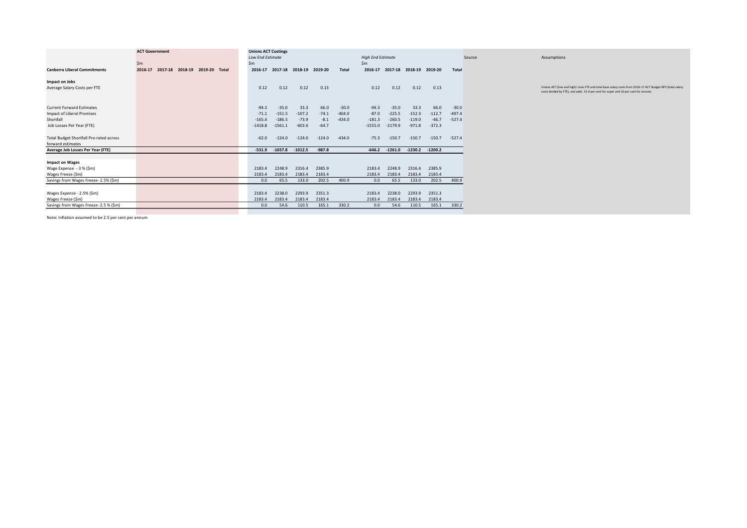| Canberra Liberal Commitments | ACT Government $m 2016-17 | 2017-18 | 2018-19 | 2019-20 | Total | Unions ACT Costings *Low End Estimate* $m 2016-17 | 2017-18 | 2018-19 | 2019-20 | Total | *High End Estimate* $m 2016-17 | 2017-18 | 2018-19 | 2019-20 | Total | Source | Assumptions |
|---|---|---|---|---|---|---|---|---|---|---|---|---|---|---|---|---|---|
| **Impact on Jobs** | | | | | | | | | | | | | | | | | |
| Average Salary Costs per FTE | | | | | | 0.12 | 0.12 | 0.12 | 0.13 | | 0.12 | 0.12 | 0.12 | 0.13 | | | Unions ACT (low and high): Uses FTE and total base salary costs from 2016-17 ACT Budget BP3 (total salary costs divided by FTE), and adds 15.4 per cent for super and 10 per cent for oncosts |
| Current Forward Estimates | | | | | | -94.3 | -35.0 | 33.3 | 66.0 | -30.0 | -94.3 | -35.0 | 33.3 | 66.0 | -30.0 | | |
| Impact of Liberal Promises | | | | | | -71.1 | -151.5 | -107.2 | -74.1 | -404.0 | -87.0 | -225.5 | -152.3 | -112.7 | -497.4 | | |
| Shortfall | | | | | | -165.4 | -186.5 | -73.9 | -8.1 | -434.0 | -181.3 | -260.5 | -119.0 | -46.7 | -527.4 | | |
| Job Losses Per Year (FTE) | | | | | | -1418.8 | -1561.1 | -603.6 | -64.7 | | -1555.0 | -2179.9 | -971.8 | -372.3 | | | |
| Total Budget Shortfall Pro-rated across forward estimates | | | | | | -62.0 | -124.0 | -124.0 | -124.0 | -434.0 | -75.3 | -150.7 | -150.7 | -150.7 | -527.4 | | |
| **Average Job Losses Per Year (FTE)** | | | | | | **-531.9** | **-1037.8** | **-1012.5** | **-987.8** | | **-646.2** | **-1261.0** | **-1230.2** | **-1200.2** | | | |
| **Impact on Wages** | | | | | | | | | | | | | | | | | |
| Wage Expense - 3 % ($m) | | | | | | 2183.4 | 2248.9 | 2316.4 | 2385.9 | | 2183.4 | 2248.9 | 2316.4 | 2385.9 | | | |
| Wages Freeze ($m) | | | | | | 2183.4 | 2183.4 | 2183.4 | 2183.4 | | 2183.4 | 2183.4 | 2183.4 | 2183.4 | | | |
| Savings from Wages Freeze- 2.5% ($m) | | | | | | 0.0 | 65.5 | 133.0 | 202.5 | 400.9 | 0.0 | 65.5 | 133.0 | 202.5 | 400.9 | | |
| Wages Expense - 2.5% ($m) | | | | | | 2183.4 | 2238.0 | 2293.9 | 2351.3 | | 2183.4 | 2238.0 | 2293.9 | 2351.3 | | | |
| Wages Freeze ($m) | | | | | | 2183.4 | 2183.4 | 2183.4 | 2183.4 | | 2183.4 | 2183.4 | 2183.4 | 2183.4 | | | |
| Savings from Wages Freeze- 2.5 % ($m) | | | | | | 0.0 | 54.6 | 110.5 | 165.1 | 330.2 | 0.0 | 54.6 | 110.5 | 165.1 | 330.2 | | |

Note: Inflation assumed to be 2.5 per cent per annum